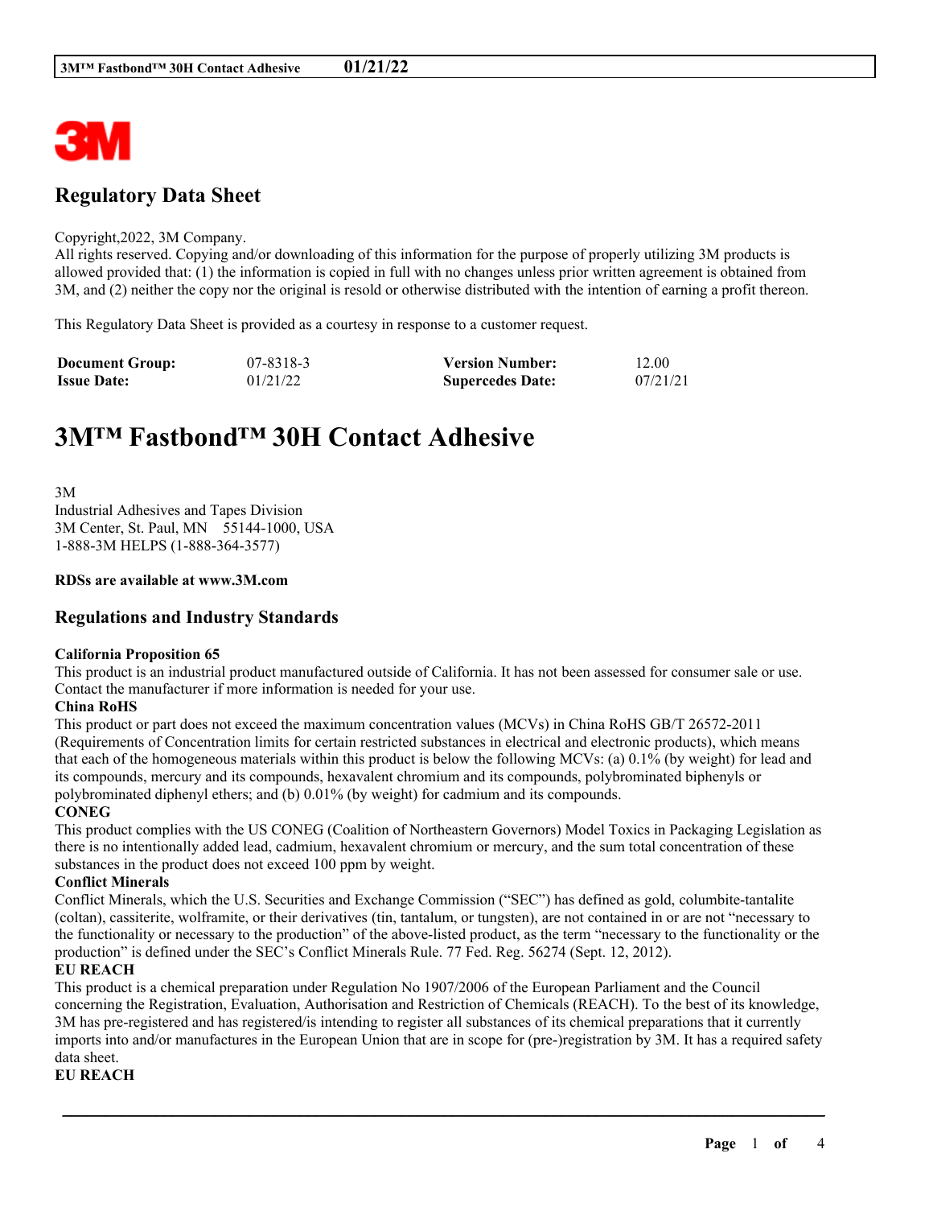## Regulatory Data Sheet

Copyright,2022, 3M Company.
All rights reserved. Copying and/or downloading of this information for the purpose of properly utilizing 3M products is allowed provided that: (1) the information is copied in full with no changes unless prior written agreement is obtained from 3M, and (2) neither the copy nor the original is resold or otherwise distributed with the intention of earning a profit thereon.

This Regulatory Data Sheet is provided as a courtesy in response to a customer request.

| | | | |
|---|---|---|---|
| **Document Group:** | 07-8318-3 | **Version Number:** | 12.00 |
| **Issue Date:** | 01/21/22 | **Supercedes Date:** | 07/21/21 |

# 3M™ Fastbond™ 30H Contact Adhesive

3M
Industrial Adhesives and Tapes Division
3M Center, St. Paul, MN 55144-1000, USA
1-888-3M HELPS (1-888-364-3577)

**RDSs are available at www.3M.com**

## Regulations and Industry Standards

**California Proposition 65**
This product is an industrial product manufactured outside of California. It has not been assessed for consumer sale or use. Contact the manufacturer if more information is needed for your use.

**China RoHS**
This product or part does not exceed the maximum concentration values (MCVs) in China RoHS GB/T 26572-2011 (Requirements of Concentration limits for certain restricted substances in electrical and electronic products), which means that each of the homogeneous materials within this product is below the following MCVs: (a) 0.1% (by weight) for lead and its compounds, mercury and its compounds, hexavalent chromium and its compounds, polybrominated biphenyls or polybrominated diphenyl ethers; and (b) 0.01% (by weight) for cadmium and its compounds.

**CONEG**
This product complies with the US CONEG (Coalition of Northeastern Governors) Model Toxics in Packaging Legislation as there is no intentionally added lead, cadmium, hexavalent chromium or mercury, and the sum total concentration of these substances in the product does not exceed 100 ppm by weight.

**Conflict Minerals**
Conflict Minerals, which the U.S. Securities and Exchange Commission ("SEC") has defined as gold, columbite-tantalite (coltan), cassiterite, wolframite, or their derivatives (tin, tantalum, or tungsten), are not contained in or are not "necessary to the functionality or necessary to the production" of the above-listed product, as the term "necessary to the functionality or the production" is defined under the SEC's Conflict Minerals Rule. 77 Fed. Reg. 56274 (Sept. 12, 2012).

**EU REACH**
This product is a chemical preparation under Regulation No 1907/2006 of the European Parliament and the Council concerning the Registration, Evaluation, Authorisation and Restriction of Chemicals (REACH). To the best of its knowledge, 3M has pre-registered and has registered/is intending to register all substances of its chemical preparations that it currently imports into and/or manufactures in the European Union that are in scope for (pre-)registration by 3M. It has a required safety data sheet.

**EU REACH**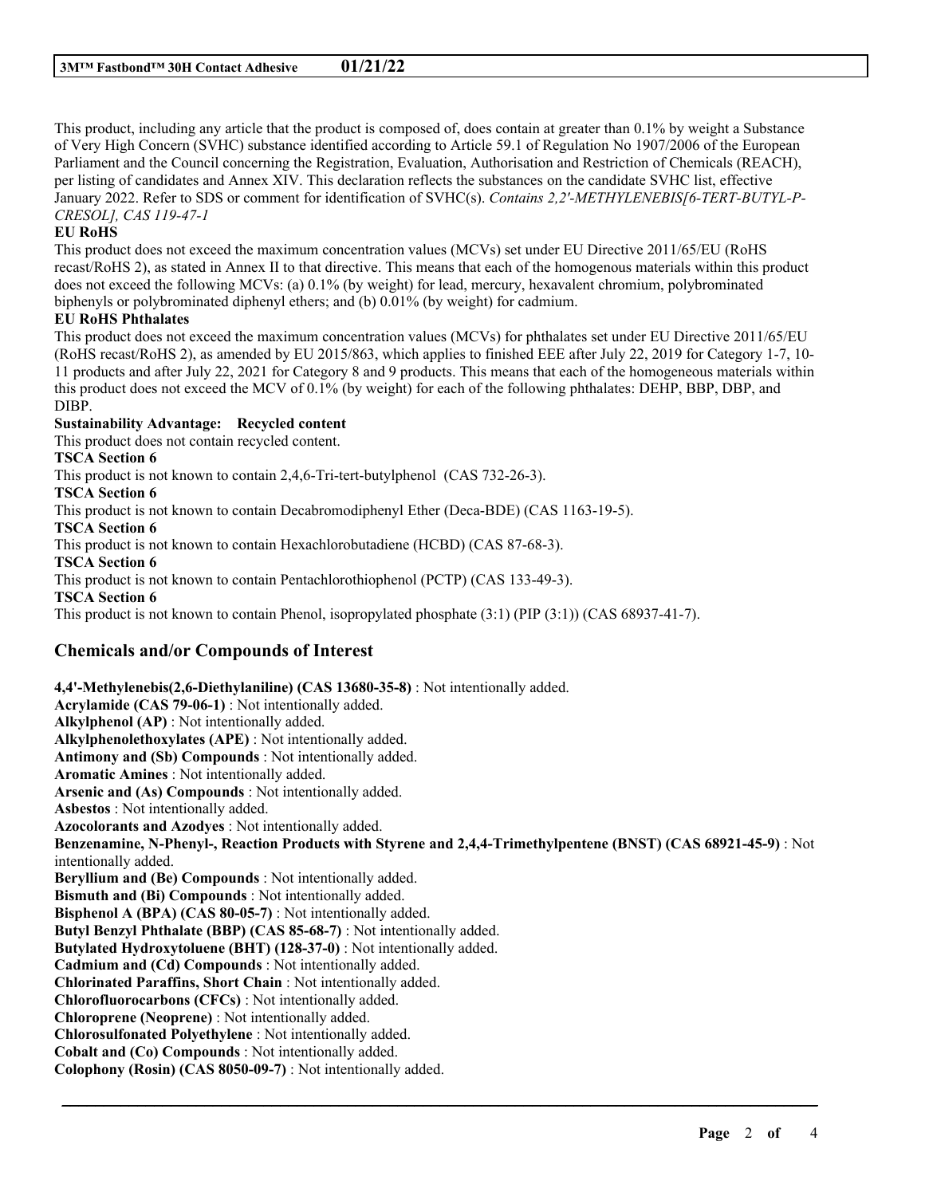This product, including any article that the product is composed of, does contain at greater than 0.1% by weight a Substance of Very High Concern (SVHC) substance identified according to Article 59.1 of Regulation No 1907/2006 of the European Parliament and the Council concerning the Registration, Evaluation, Authorisation and Restriction of Chemicals (REACH), per listing of candidates and Annex XIV. This declaration reflects the substances on the candidate SVHC list, effective January 2022. Refer to SDS or comment for identification of SVHC(s). *Contains 2,2'-METHYLENEBIS[6-TERT-BUTYL-P-CRESOL], CAS 119-47-1*

**EU RoHS**

This product does not exceed the maximum concentration values (MCVs) set under EU Directive 2011/65/EU (RoHS recast/RoHS 2), as stated in Annex II to that directive. This means that each of the homogenous materials within this product does not exceed the following MCVs: (a) 0.1% (by weight) for lead, mercury, hexavalent chromium, polybrominated biphenyls or polybrominated diphenyl ethers; and (b) 0.01% (by weight) for cadmium.

**EU RoHS Phthalates**

This product does not exceed the maximum concentration values (MCVs) for phthalates set under EU Directive 2011/65/EU (RoHS recast/RoHS 2), as amended by EU 2015/863, which applies to finished EEE after July 22, 2019 for Category 1-7, 10-11 products and after July 22, 2021 for Category 8 and 9 products. This means that each of the homogeneous materials within this product does not exceed the MCV of 0.1% (by weight) for each of the following phthalates: DEHP, BBP, DBP, and DIBP.

**Sustainability Advantage: Recycled content**

This product does not contain recycled content.

**TSCA Section 6**

This product is not known to contain 2,4,6-Tri-tert-butylphenol (CAS 732-26-3).

**TSCA Section 6**

This product is not known to contain Decabromodiphenyl Ether (Deca-BDE) (CAS 1163-19-5).

**TSCA Section 6**

This product is not known to contain Hexachlorobutadiene (HCBD) (CAS 87-68-3).

**TSCA Section 6**

This product is not known to contain Pentachlorothiophenol (PCTP) (CAS 133-49-3).

**TSCA Section 6**

This product is not known to contain Phenol, isopropylated phosphate (3:1) (PIP (3:1)) (CAS 68937-41-7).

## Chemicals and/or Compounds of Interest

**4,4'-Methylenebis(2,6-Diethylaniline) (CAS 13680-35-8)** : Not intentionally added.
**Acrylamide (CAS 79-06-1)** : Not intentionally added.
**Alkylphenol (AP)** : Not intentionally added.
**Alkylphenolethoxylates (APE)** : Not intentionally added.
**Antimony and (Sb) Compounds** : Not intentionally added.
**Aromatic Amines** : Not intentionally added.
**Arsenic and (As) Compounds** : Not intentionally added.
**Asbestos** : Not intentionally added.
**Azocolorants and Azodyes** : Not intentionally added.
**Benzenamine, N-Phenyl-, Reaction Products with Styrene and 2,4,4-Trimethylpentene (BNST) (CAS 68921-45-9)** : Not intentionally added.
**Beryllium and (Be) Compounds** : Not intentionally added.
**Bismuth and (Bi) Compounds** : Not intentionally added.
**Bisphenol A (BPA) (CAS 80-05-7)** : Not intentionally added.
**Butyl Benzyl Phthalate (BBP) (CAS 85-68-7)** : Not intentionally added.
**Butylated Hydroxytoluene (BHT) (128-37-0)** : Not intentionally added.
**Cadmium and (Cd) Compounds** : Not intentionally added.
**Chlorinated Paraffins, Short Chain** : Not intentionally added.
**Chlorofluorocarbons (CFCs)** : Not intentionally added.
**Chloroprene (Neoprene)** : Not intentionally added.
**Chlorosulfonated Polyethylene** : Not intentionally added.
**Cobalt and (Co) Compounds** : Not intentionally added.
**Colophony (Rosin) (CAS 8050-09-7)** : Not intentionally added.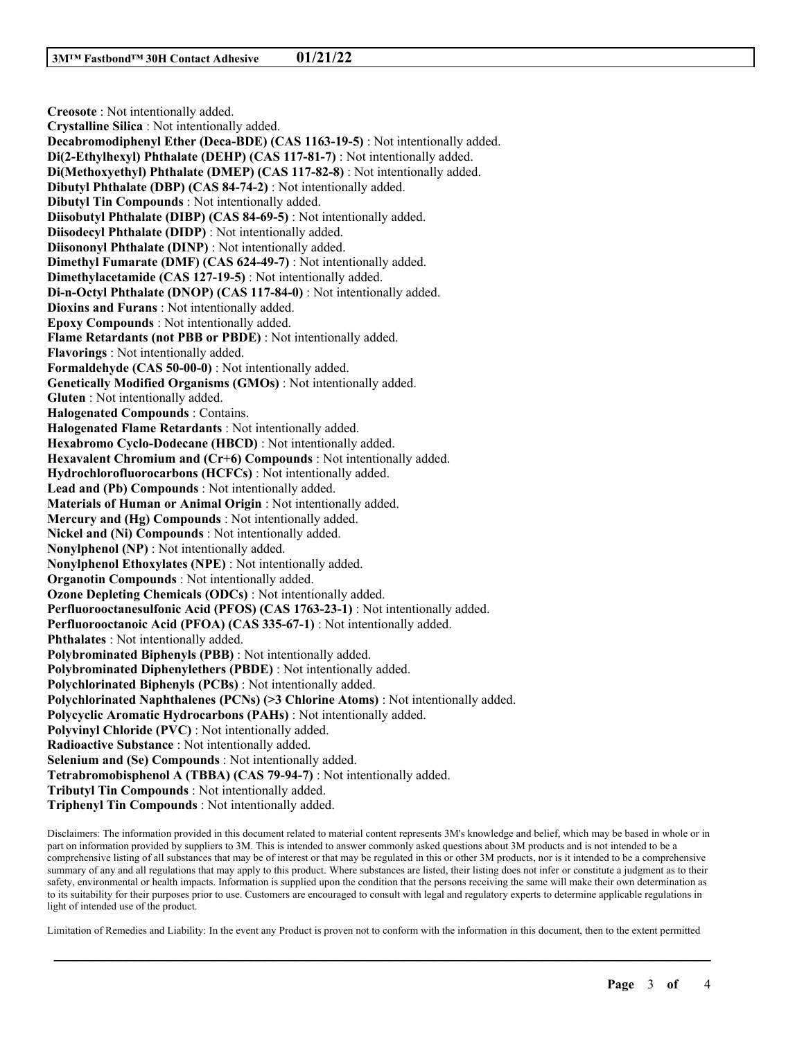**Creosote** : Not intentionally added.
**Crystalline Silica** : Not intentionally added.
**Decabromodiphenyl Ether (Deca-BDE) (CAS 1163-19-5)** : Not intentionally added.
**Di(2-Ethylhexyl) Phthalate (DEHP) (CAS 117-81-7)** : Not intentionally added.
**Di(Methoxyethyl) Phthalate (DMEP) (CAS 117-82-8)** : Not intentionally added.
**Dibutyl Phthalate (DBP) (CAS 84-74-2)** : Not intentionally added.
**Dibutyl Tin Compounds** : Not intentionally added.
**Diisobutyl Phthalate (DIBP) (CAS 84-69-5)** : Not intentionally added.
**Diisodecyl Phthalate (DIDP)** : Not intentionally added.
**Diisononyl Phthalate (DINP)** : Not intentionally added.
**Dimethyl Fumarate (DMF) (CAS 624-49-7)** : Not intentionally added.
**Dimethylacetamide (CAS 127-19-5)** : Not intentionally added.
**Di-n-Octyl Phthalate (DNOP) (CAS 117-84-0)** : Not intentionally added.
**Dioxins and Furans** : Not intentionally added.
**Epoxy Compounds** : Not intentionally added.
**Flame Retardants (not PBB or PBDE)** : Not intentionally added.
**Flavorings** : Not intentionally added.
**Formaldehyde (CAS 50-00-0)** : Not intentionally added.
**Genetically Modified Organisms (GMOs)** : Not intentionally added.
**Gluten** : Not intentionally added.
**Halogenated Compounds** : Contains.
**Halogenated Flame Retardants** : Not intentionally added.
**Hexabromo Cyclo-Dodecane (HBCD)** : Not intentionally added.
**Hexavalent Chromium and (Cr+6) Compounds** : Not intentionally added.
**Hydrochlorofluorocarbons (HCFCs)** : Not intentionally added.
**Lead and (Pb) Compounds** : Not intentionally added.
**Materials of Human or Animal Origin** : Not intentionally added.
**Mercury and (Hg) Compounds** : Not intentionally added.
**Nickel and (Ni) Compounds** : Not intentionally added.
**Nonylphenol (NP)** : Not intentionally added.
**Nonylphenol Ethoxylates (NPE)** : Not intentionally added.
**Organotin Compounds** : Not intentionally added.
**Ozone Depleting Chemicals (ODCs)** : Not intentionally added.
**Perfluorooctanesulfonic Acid (PFOS) (CAS 1763-23-1)** : Not intentionally added.
**Perfluorooctanoic Acid (PFOA) (CAS 335-67-1)** : Not intentionally added.
**Phthalates** : Not intentionally added.
**Polybrominated Biphenyls (PBB)** : Not intentionally added.
**Polybrominated Diphenylethers (PBDE)** : Not intentionally added.
**Polychlorinated Biphenyls (PCBs)** : Not intentionally added.
**Polychlorinated Naphthalenes (PCNs) (>3 Chlorine Atoms)** : Not intentionally added.
**Polycyclic Aromatic Hydrocarbons (PAHs)** : Not intentionally added.
**Polyvinyl Chloride (PVC)** : Not intentionally added.
**Radioactive Substance** : Not intentionally added.
**Selenium and (Se) Compounds** : Not intentionally added.
**Tetrabromobisphenol A (TBBA) (CAS 79-94-7)** : Not intentionally added.
**Tributyl Tin Compounds** : Not intentionally added.
**Triphenyl Tin Compounds** : Not intentionally added.

Disclaimers: The information provided in this document related to material content represents 3M's knowledge and belief, which may be based in whole or in part on information provided by suppliers to 3M. This is intended to answer commonly asked questions about 3M products and is not intended to be a comprehensive listing of all substances that may be of interest or that may be regulated in this or other 3M products, nor is it intended to be a comprehensive summary of any and all regulations that may apply to this product. Where substances are listed, their listing does not infer or constitute a judgment as to their safety, environmental or health impacts. Information is supplied upon the condition that the persons receiving the same will make their own determination as to its suitability for their purposes prior to use. Customers are encouraged to consult with legal and regulatory experts to determine applicable regulations in light of intended use of the product.

Limitation of Remedies and Liability: In the event any Product is proven not to conform with the information in this document, then to the extent permitted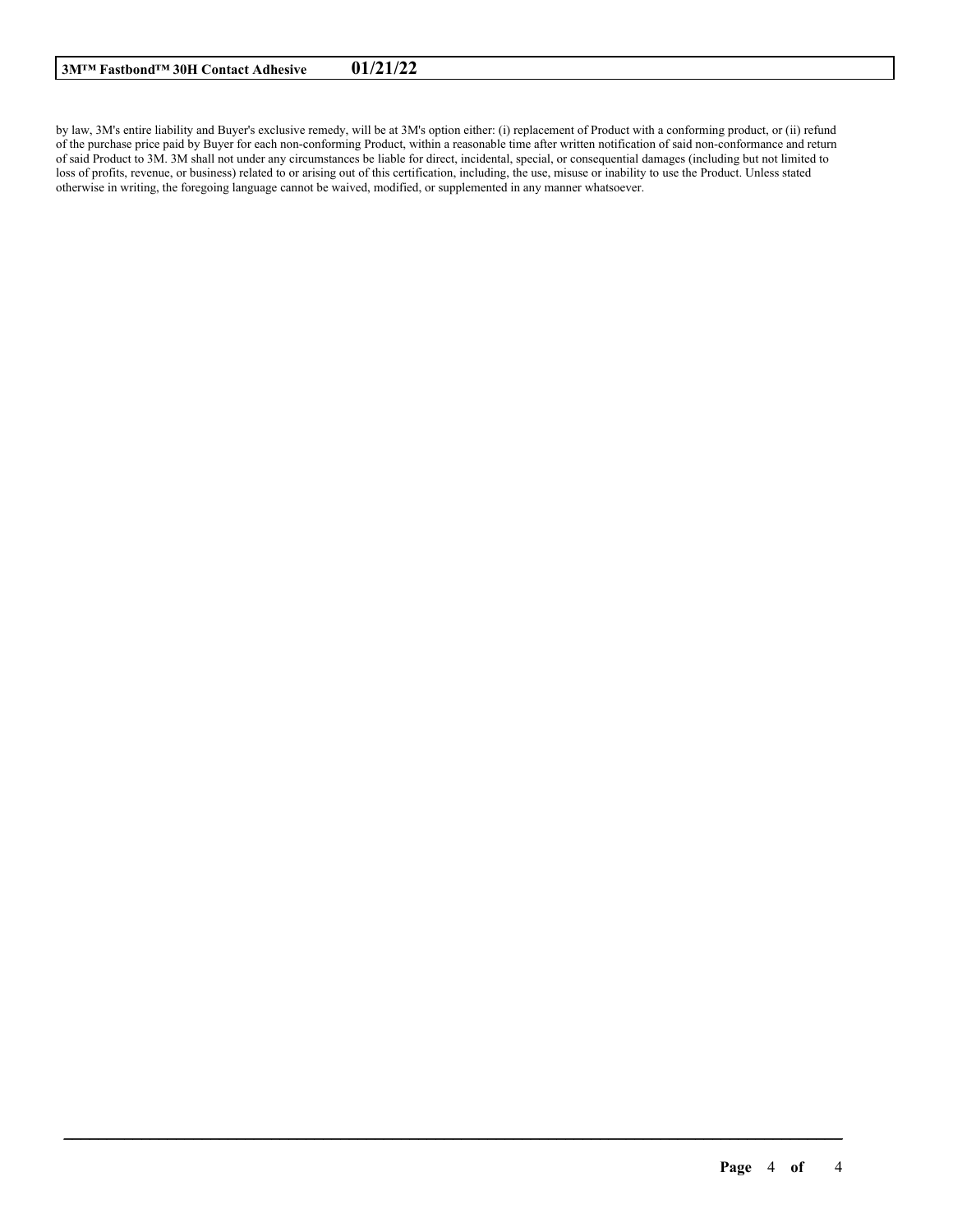by law, 3M's entire liability and Buyer's exclusive remedy, will be at 3M's option either: (i) replacement of Product with a conforming product, or (ii) refund of the purchase price paid by Buyer for each non-conforming Product, within a reasonable time after written notification of said non-conformance and return of said Product to 3M. 3M shall not under any circumstances be liable for direct, incidental, special, or consequential damages (including but not limited to loss of profits, revenue, or business) related to or arising out of this certification, including, the use, misuse or inability to use the Product. Unless stated otherwise in writing, the foregoing language cannot be waived, modified, or supplemented in any manner whatsoever.